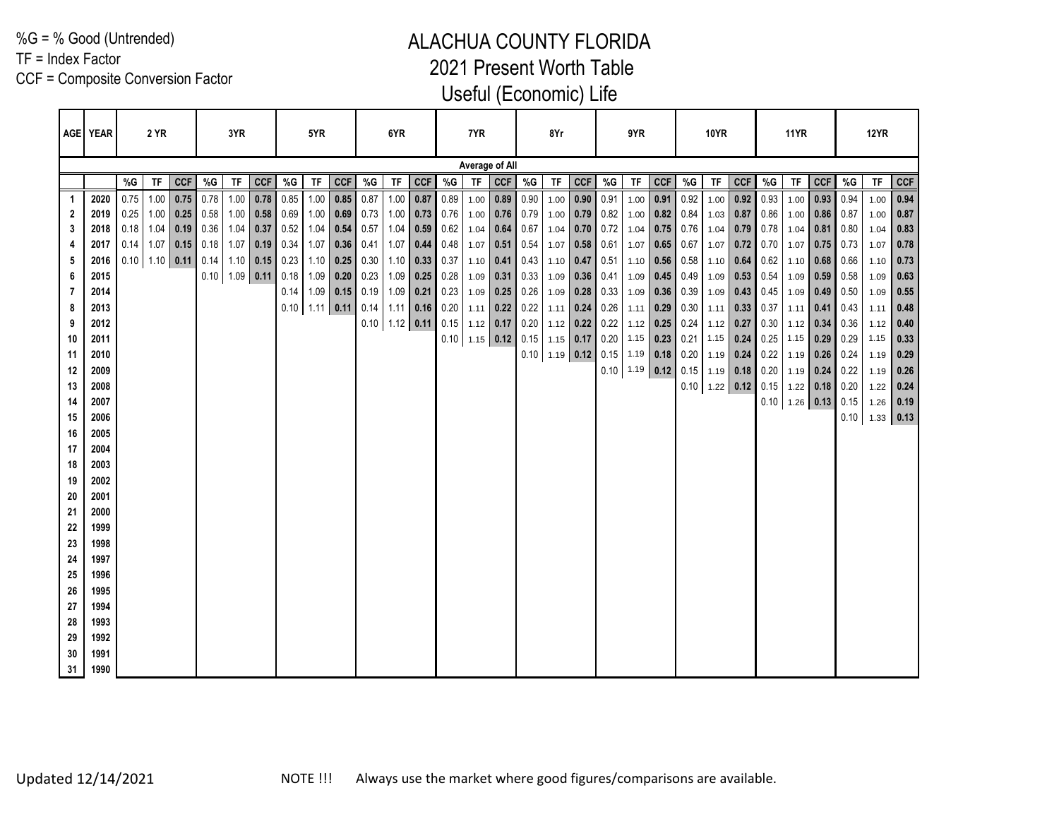%G = % Good (Untrended)
TF = Index Factor
CCF = Composite Conversion Factor

# ALACHUA COUNTY FLORIDA
## 2021 Present Worth Table
## Useful (Economic) Life

| AGE | YEAR | 2 YR | | | 3YR | | | 5YR | | | 6YR | | | 7YR | | | 8Yr | | | 9YR | | | 10YR | | | 11YR | | | 12YR | | |
|---|---|---|---|---|---|---|---|---|---|---|---|---|---|---|---|---|---|---|---|---|---|---|---|---|---|---|---|---|---|---|---|
| | | Average of All | | | | | | | | | | | | | | | | | | | | | | | | | | | | | |
| | | %G | TF | CCF | %G | TF | CCF | %G | TF | CCF | %G | TF | CCF | %G | TF | CCF | %G | TF | CCF | %G | TF | CCF | %G | TF | CCF | %G | TF | CCF | %G | TF | CCF |
| 1 | 2020 | 0.75 | 1.00 | **0.75** | 0.78 | 1.00 | **0.78** | 0.85 | 1.00 | **0.85** | 0.87 | 1.00 | **0.87** | 0.89 | 1.00 | **0.89** | 0.90 | 1.00 | **0.90** | 0.91 | 1.00 | **0.91** | 0.92 | 1.00 | **0.92** | 0.93 | 1.00 | **0.93** | 0.94 | 1.00 | **0.94** |
| 2 | 2019 | 0.25 | 1.00 | **0.25** | 0.58 | 1.00 | **0.58** | 0.69 | 1.00 | **0.69** | 0.73 | 1.00 | **0.73** | 0.76 | 1.00 | **0.76** | 0.79 | 1.00 | **0.79** | 0.82 | 1.00 | **0.82** | 0.84 | 1.03 | **0.87** | 0.86 | 1.00 | **0.86** | 0.87 | 1.00 | **0.87** |
| 3 | 2018 | 0.18 | 1.04 | **0.19** | 0.36 | 1.04 | **0.37** | 0.52 | 1.04 | **0.54** | 0.57 | 1.04 | **0.59** | 0.62 | 1.04 | **0.64** | 0.67 | 1.04 | **0.70** | 0.72 | 1.04 | **0.75** | 0.76 | 1.04 | **0.79** | 0.78 | 1.04 | **0.81** | 0.80 | 1.04 | **0.83** |
| 4 | 2017 | 0.14 | 1.07 | **0.15** | 0.18 | 1.07 | **0.19** | 0.34 | 1.07 | **0.36** | 0.41 | 1.07 | **0.44** | 0.48 | 1.07 | **0.51** | 0.54 | 1.07 | **0.58** | 0.61 | 1.07 | **0.65** | 0.67 | 1.07 | **0.72** | 0.70 | 1.07 | **0.75** | 0.73 | 1.07 | **0.78** |
| 5 | 2016 | 0.10 | 1.10 | **0.11** | 0.14 | 1.10 | **0.15** | 0.23 | 1.10 | **0.25** | 0.30 | 1.10 | **0.33** | 0.37 | 1.10 | **0.41** | 0.43 | 1.10 | **0.47** | 0.51 | 1.10 | **0.56** | 0.58 | 1.10 | **0.64** | 0.62 | 1.10 | **0.68** | 0.66 | 1.10 | **0.73** |
| 6 | 2015 | | | | 0.10 | 1.09 | **0.11** | 0.18 | 1.09 | **0.20** | 0.23 | 1.09 | **0.25** | 0.28 | 1.09 | **0.31** | 0.33 | 1.09 | **0.36** | 0.41 | 1.09 | **0.45** | 0.49 | 1.09 | **0.53** | 0.54 | 1.09 | **0.59** | 0.58 | 1.09 | **0.63** |
| 7 | 2014 | | | | | | | 0.14 | 1.09 | **0.15** | 0.19 | 1.09 | **0.21** | 0.23 | 1.09 | **0.25** | 0.26 | 1.09 | **0.28** | 0.33 | 1.09 | **0.36** | 0.39 | 1.09 | **0.43** | 0.45 | 1.09 | **0.49** | 0.50 | 1.09 | **0.55** |
| 8 | 2013 | | | | | | | 0.10 | 1.11 | **0.11** | 0.14 | 1.11 | **0.16** | 0.20 | 1.11 | **0.22** | 0.22 | 1.11 | **0.24** | 0.26 | 1.11 | **0.29** | 0.30 | 1.11 | **0.33** | 0.37 | 1.11 | **0.41** | 0.43 | 1.11 | **0.48** |
| 9 | 2012 | | | | | | | | | | 0.10 | 1.12 | **0.11** | 0.15 | 1.12 | **0.17** | 0.20 | 1.12 | **0.22** | 0.22 | 1.12 | **0.25** | 0.24 | 1.12 | **0.27** | 0.30 | 1.12 | **0.34** | 0.36 | 1.12 | **0.40** |
| 10 | 2011 | | | | | | | | | | | | | 0.10 | 1.15 | **0.12** | 0.15 | 1.15 | **0.17** | 0.20 | 1.15 | **0.23** | 0.21 | 1.15 | **0.24** | 0.25 | 1.15 | **0.29** | 0.29 | 1.15 | **0.33** |
| 11 | 2010 | | | | | | | | | | | | | | | | 0.10 | 1.19 | **0.12** | 0.15 | 1.19 | **0.18** | 0.20 | 1.19 | **0.24** | 0.22 | 1.19 | **0.26** | 0.24 | 1.19 | **0.29** |
| 12 | 2009 | | | | | | | | | | | | | | | | | | | 0.10 | 1.19 | **0.12** | 0.15 | 1.19 | **0.18** | 0.20 | 1.19 | **0.24** | 0.22 | 1.19 | **0.26** |
| 13 | 2008 | | | | | | | | | | | | | | | | | | | | | | 0.10 | 1.22 | **0.12** | 0.15 | 1.22 | **0.18** | 0.20 | 1.22 | **0.24** |
| 14 | 2007 | | | | | | | | | | | | | | | | | | | | | | | | | 0.10 | 1.26 | **0.13** | 0.15 | 1.26 | **0.19** |
| 15 | 2006 | | | | | | | | | | | | | | | | | | | | | | | | | | | | 0.10 | 1.33 | **0.13** |
| 16 | 2005 | | | | | | | | | | | | | | | | | | | | | | | | | | | | | | |
| 17 | 2004 | | | | | | | | | | | | | | | | | | | | | | | | | | | | | | |
| 18 | 2003 | | | | | | | | | | | | | | | | | | | | | | | | | | | | | | |
| 19 | 2002 | | | | | | | | | | | | | | | | | | | | | | | | | | | | | | |
| 20 | 2001 | | | | | | | | | | | | | | | | | | | | | | | | | | | | | | |
| 21 | 2000 | | | | | | | | | | | | | | | | | | | | | | | | | | | | | | |
| 22 | 1999 | | | | | | | | | | | | | | | | | | | | | | | | | | | | | | |
| 23 | 1998 | | | | | | | | | | | | | | | | | | | | | | | | | | | | | | |
| 24 | 1997 | | | | | | | | | | | | | | | | | | | | | | | | | | | | | | |
| 25 | 1996 | | | | | | | | | | | | | | | | | | | | | | | | | | | | | | |
| 26 | 1995 | | | | | | | | | | | | | | | | | | | | | | | | | | | | | | |
| 27 | 1994 | | | | | | | | | | | | | | | | | | | | | | | | | | | | | | |
| 28 | 1993 | | | | | | | | | | | | | | | | | | | | | | | | | | | | | | |
| 29 | 1992 | | | | | | | | | | | | | | | | | | | | | | | | | | | | | | |
| 30 | 1991 | | | | | | | | | | | | | | | | | | | | | | | | | | | | | | |
| 31 | 1990 | | | | | | | | | | | | | | | | | | | | | | | | | | | | | | |

Updated 12/14/2021

NOTE !!! Always use the market where good figures/comparisons are available.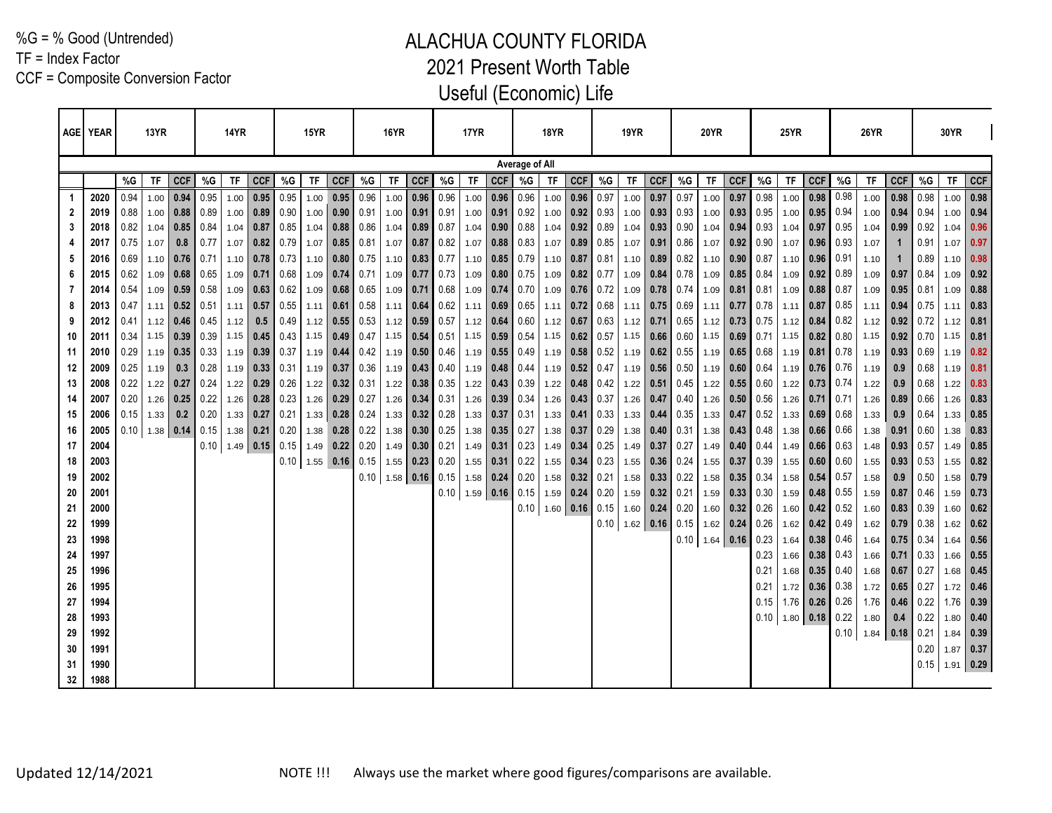%G = % Good (Untrended)
TF = Index Factor
CCF = Composite Conversion Factor

# ALACHUA COUNTY FLORIDA
## 2021 Present Worth Table
## Useful (Economic) Life

| AGE | YEAR | 13YR | | | 14YR | | | 15YR | | | 16YR | | | 17YR | | | 18YR | | | 19YR | | | 20YR | | | 25YR | | | 26YR | | | 30YR | | |
|---|---|---|---|---|---|---|---|---|---|---|---|---|---|---|---|---|---|---|---|---|---|---|---|---|---|---|---|---|---|---|---|---|---|---|---|
| | | Average of All | | | | | | | | | | | | | | | | | | | | | | | | | | | | | | | | | |
| | | %G | TF | CCF | %G | TF | CCF | %G | TF | CCF | %G | TF | CCF | %G | TF | CCF | %G | TF | CCF | %G | TF | CCF | %G | TF | CCF | %G | TF | CCF | %G | TF | CCF | %G | TF | CCF |
| 1 | 2020 | 0.94 | 1.00 | 0.94 | 0.95 | 1.00 | 0.95 | 0.95 | 1.00 | 0.95 | 0.96 | 1.00 | 0.96 | 0.96 | 1.00 | 0.96 | 0.96 | 1.00 | 0.96 | 0.97 | 1.00 | 0.97 | 0.97 | 1.00 | 0.97 | 0.98 | 1.00 | 0.98 | 0.98 | 1.00 | 0.98 | 0.98 | 1.00 | 0.98 |
| 2 | 2019 | 0.88 | 1.00 | 0.88 | 0.89 | 1.00 | 0.89 | 0.90 | 1.00 | 0.90 | 0.91 | 1.00 | 0.91 | 0.91 | 1.00 | 0.91 | 0.92 | 1.00 | 0.92 | 0.93 | 1.00 | 0.93 | 0.93 | 1.00 | 0.93 | 0.95 | 1.00 | 0.95 | 0.94 | 1.00 | 0.94 | 0.94 | 1.00 | 0.94 |
| 3 | 2018 | 0.82 | 1.04 | 0.85 | 0.84 | 1.04 | 0.87 | 0.85 | 1.04 | 0.88 | 0.86 | 1.04 | 0.89 | 0.87 | 1.04 | 0.90 | 0.88 | 1.04 | 0.92 | 0.89 | 1.04 | 0.93 | 0.90 | 1.04 | 0.94 | 0.93 | 1.04 | 0.97 | 0.95 | 1.04 | 0.99 | 0.92 | 1.04 | 0.96 |
| 4 | 2017 | 0.75 | 1.07 | 0.8 | 0.77 | 1.07 | 0.82 | 0.79 | 1.07 | 0.85 | 0.81 | 1.07 | 0.87 | 0.82 | 1.07 | 0.88 | 0.83 | 1.07 | 0.89 | 0.85 | 1.07 | 0.91 | 0.86 | 1.07 | 0.92 | 0.90 | 1.07 | 0.96 | 0.93 | 1.07 | 1 | 0.91 | 1.07 | 0.97 |
| 5 | 2016 | 0.69 | 1.10 | 0.76 | 0.71 | 1.10 | 0.78 | 0.73 | 1.10 | 0.80 | 0.75 | 1.10 | 0.83 | 0.77 | 1.10 | 0.85 | 0.79 | 1.10 | 0.87 | 0.81 | 1.10 | 0.89 | 0.82 | 1.10 | 0.90 | 0.87 | 1.10 | 0.96 | 0.91 | 1.10 | 1 | 0.89 | 1.10 | 0.98 |
| 6 | 2015 | 0.62 | 1.09 | 0.68 | 0.65 | 1.09 | 0.71 | 0.68 | 1.09 | 0.74 | 0.71 | 1.09 | 0.77 | 0.73 | 1.09 | 0.80 | 0.75 | 1.09 | 0.82 | 0.77 | 1.09 | 0.84 | 0.78 | 1.09 | 0.85 | 0.84 | 1.09 | 0.92 | 0.89 | 1.09 | 0.97 | 0.84 | 1.09 | 0.92 |
| 7 | 2014 | 0.54 | 1.09 | 0.59 | 0.58 | 1.09 | 0.63 | 0.62 | 1.09 | 0.68 | 0.65 | 1.09 | 0.71 | 0.68 | 1.09 | 0.74 | 0.70 | 1.09 | 0.76 | 0.72 | 1.09 | 0.78 | 0.74 | 1.09 | 0.81 | 0.81 | 1.09 | 0.88 | 0.87 | 1.09 | 0.95 | 0.81 | 1.09 | 0.88 |
| 8 | 2013 | 0.47 | 1.11 | 0.52 | 0.51 | 1.11 | 0.57 | 0.55 | 1.11 | 0.61 | 0.58 | 1.11 | 0.64 | 0.62 | 1.11 | 0.69 | 0.65 | 1.11 | 0.72 | 0.68 | 1.11 | 0.75 | 0.69 | 1.11 | 0.77 | 0.78 | 1.11 | 0.87 | 0.85 | 1.11 | 0.94 | 0.75 | 1.11 | 0.83 |
| 9 | 2012 | 0.41 | 1.12 | 0.46 | 0.45 | 1.12 | 0.5 | 0.49 | 1.12 | 0.55 | 0.53 | 1.12 | 0.59 | 0.57 | 1.12 | 0.64 | 0.60 | 1.12 | 0.67 | 0.63 | 1.12 | 0.71 | 0.65 | 1.12 | 0.73 | 0.75 | 1.12 | 0.84 | 0.82 | 1.12 | 0.92 | 0.72 | 1.12 | 0.81 |
| 10 | 2011 | 0.34 | 1.15 | 0.39 | 0.39 | 1.15 | 0.45 | 0.43 | 1.15 | 0.49 | 0.47 | 1.15 | 0.54 | 0.51 | 1.15 | 0.59 | 0.54 | 1.15 | 0.62 | 0.57 | 1.15 | 0.66 | 0.60 | 1.15 | 0.69 | 0.71 | 1.15 | 0.82 | 0.80 | 1.15 | 0.92 | 0.70 | 1.15 | 0.81 |
| 11 | 2010 | 0.29 | 1.19 | 0.35 | 0.33 | 1.19 | 0.39 | 0.37 | 1.19 | 0.44 | 0.42 | 1.19 | 0.50 | 0.46 | 1.19 | 0.55 | 0.49 | 1.19 | 0.58 | 0.52 | 1.19 | 0.62 | 0.55 | 1.19 | 0.65 | 0.68 | 1.19 | 0.81 | 0.78 | 1.19 | 0.93 | 0.69 | 1.19 | 0.82 |
| 12 | 2009 | 0.25 | 1.19 | 0.3 | 0.28 | 1.19 | 0.33 | 0.31 | 1.19 | 0.37 | 0.36 | 1.19 | 0.43 | 0.40 | 1.19 | 0.48 | 0.44 | 1.19 | 0.52 | 0.47 | 1.19 | 0.56 | 0.50 | 1.19 | 0.60 | 0.64 | 1.19 | 0.76 | 0.76 | 1.19 | 0.9 | 0.68 | 1.19 | 0.81 |
| 13 | 2008 | 0.22 | 1.22 | 0.27 | 0.24 | 1.22 | 0.29 | 0.26 | 1.22 | 0.32 | 0.31 | 1.22 | 0.38 | 0.35 | 1.22 | 0.43 | 0.39 | 1.22 | 0.48 | 0.42 | 1.22 | 0.51 | 0.45 | 1.22 | 0.55 | 0.60 | 1.22 | 0.73 | 0.74 | 1.22 | 0.9 | 0.68 | 1.22 | 0.83 |
| 14 | 2007 | 0.20 | 1.26 | 0.25 | 0.22 | 1.26 | 0.28 | 0.23 | 1.26 | 0.29 | 0.27 | 1.26 | 0.34 | 0.31 | 1.26 | 0.39 | 0.34 | 1.26 | 0.43 | 0.37 | 1.26 | 0.47 | 0.40 | 1.26 | 0.50 | 0.56 | 1.26 | 0.71 | 0.71 | 1.26 | 0.89 | 0.66 | 1.26 | 0.83 |
| 15 | 2006 | 0.15 | 1.33 | 0.2 | 0.20 | 1.33 | 0.27 | 0.21 | 1.33 | 0.28 | 0.24 | 1.33 | 0.32 | 0.28 | 1.33 | 0.37 | 0.31 | 1.33 | 0.41 | 0.33 | 1.33 | 0.44 | 0.35 | 1.33 | 0.47 | 0.52 | 1.33 | 0.69 | 0.68 | 1.33 | 0.9 | 0.64 | 1.33 | 0.85 |
| 16 | 2005 | 0.10 | 1.38 | 0.14 | 0.15 | 1.38 | 0.21 | 0.20 | 1.38 | 0.28 | 0.22 | 1.38 | 0.30 | 0.25 | 1.38 | 0.35 | 0.27 | 1.38 | 0.37 | 0.29 | 1.38 | 0.40 | 0.31 | 1.38 | 0.43 | 0.48 | 1.38 | 0.66 | 0.66 | 1.38 | 0.91 | 0.60 | 1.38 | 0.83 |
| 17 | 2004 | | | | 0.10 | 1.49 | 0.15 | 0.15 | 1.49 | 0.22 | 0.20 | 1.49 | 0.30 | 0.21 | 1.49 | 0.31 | 0.23 | 1.49 | 0.34 | 0.25 | 1.49 | 0.37 | 0.27 | 1.49 | 0.40 | 0.44 | 1.49 | 0.66 | 0.63 | 1.48 | 0.93 | 0.57 | 1.49 | 0.85 |
| 18 | 2003 | | | | | | | 0.10 | 1.55 | 0.16 | 0.15 | 1.55 | 0.23 | 0.20 | 1.55 | 0.31 | 0.22 | 1.55 | 0.34 | 0.23 | 1.55 | 0.36 | 0.24 | 1.55 | 0.37 | 0.39 | 1.55 | 0.60 | 0.60 | 1.55 | 0.93 | 0.53 | 1.55 | 0.82 |
| 19 | 2002 | | | | | | | | | | 0.10 | 1.58 | 0.16 | 0.15 | 1.58 | 0.24 | 0.20 | 1.58 | 0.32 | 0.21 | 1.58 | 0.33 | 0.22 | 1.58 | 0.35 | 0.34 | 1.58 | 0.54 | 0.57 | 1.58 | 0.9 | 0.50 | 1.58 | 0.79 |
| 20 | 2001 | | | | | | | | | | | | | 0.10 | 1.59 | 0.16 | 0.15 | 1.59 | 0.24 | 0.20 | 1.59 | 0.32 | 0.21 | 1.59 | 0.33 | 0.30 | 1.59 | 0.48 | 0.55 | 1.59 | 0.87 | 0.46 | 1.59 | 0.73 |
| 21 | 2000 | | | | | | | | | | | | | | | | 0.10 | 1.60 | 0.16 | 0.15 | 1.60 | 0.24 | 0.20 | 1.60 | 0.32 | 0.26 | 1.60 | 0.42 | 0.52 | 1.60 | 0.83 | 0.39 | 1.60 | 0.62 |
| 22 | 1999 | | | | | | | | | | | | | | | | | | | 0.10 | 1.62 | 0.16 | 0.15 | 1.62 | 0.24 | 0.26 | 1.62 | 0.42 | 0.49 | 1.62 | 0.79 | 0.38 | 1.62 | 0.62 |
| 23 | 1998 | | | | | | | | | | | | | | | | | | | | | | 0.10 | 1.64 | 0.16 | 0.23 | 1.64 | 0.38 | 0.46 | 1.64 | 0.75 | 0.34 | 1.64 | 0.56 |
| 24 | 1997 | | | | | | | | | | | | | | | | | | | | | | | | | 0.23 | 1.66 | 0.38 | 0.43 | 1.66 | 0.71 | 0.33 | 1.66 | 0.55 |
| 25 | 1996 | | | | | | | | | | | | | | | | | | | | | | | | | 0.21 | 1.68 | 0.35 | 0.40 | 1.68 | 0.67 | 0.27 | 1.68 | 0.45 |
| 26 | 1995 | | | | | | | | | | | | | | | | | | | | | | | | | 0.21 | 1.72 | 0.36 | 0.38 | 1.72 | 0.65 | 0.27 | 1.72 | 0.46 |
| 27 | 1994 | | | | | | | | | | | | | | | | | | | | | | | | | 0.15 | 1.76 | 0.26 | 0.26 | 1.76 | 0.46 | 0.22 | 1.76 | 0.39 |
| 28 | 1993 | | | | | | | | | | | | | | | | | | | | | | | | | 0.10 | 1.80 | 0.18 | 0.22 | 1.80 | 0.4 | 0.22 | 1.80 | 0.40 |
| 29 | 1992 | | | | | | | | | | | | | | | | | | | | | | | | | | | | 0.10 | 1.84 | 0.18 | 0.21 | 1.84 | 0.39 |
| 30 | 1991 | | | | | | | | | | | | | | | | | | | | | | | | | | | | | | | 0.20 | 1.87 | 0.37 |
| 31 | 1990 | | | | | | | | | | | | | | | | | | | | | | | | | | | | | | | 0.15 | 1.91 | 0.29 |
| 32 | 1988 | | | | | | | | | | | | | | | | | | | | | | | | | | | | | | | | | |

Updated 12/14/2021

NOTE !!! Always use the market where good figures/comparisons are available.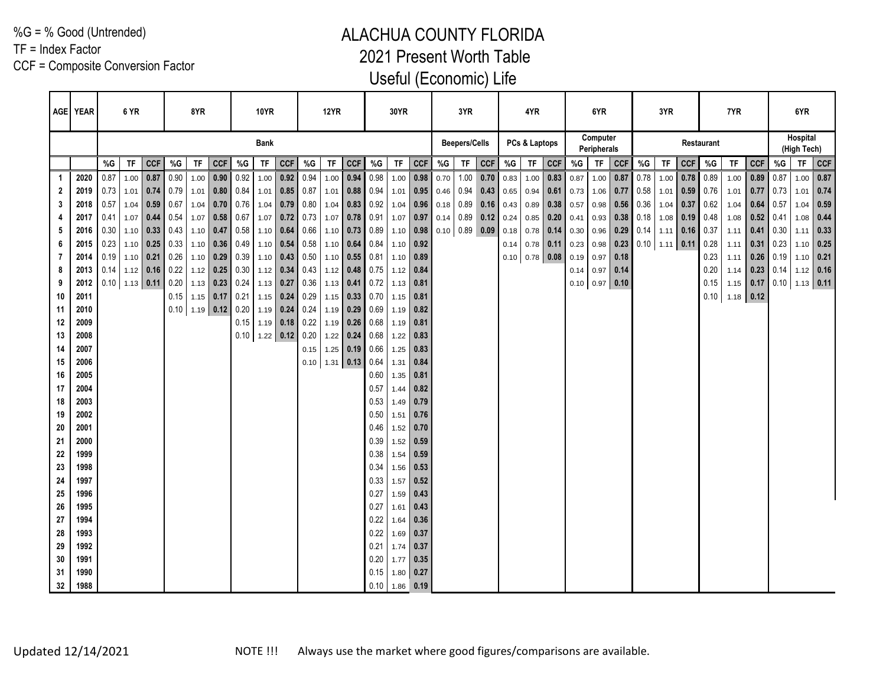%G = % Good (Untrended)
TF = Index Factor
CCF = Composite Conversion Factor

# ALACHUA COUNTY FLORIDA
## 2021 Present Worth Table
## Useful (Economic) Life

| AGE | YEAR | 6 YR | | | 8YR | | | 10YR | | | 12YR | | | 30YR | | | 3YR | | | 4YR | | | 6YR | | | 3YR | | | 7YR | | | 6YR | | |
|---|---|---|---|---|---|---|---|---|---|---|---|---|---|---|---|---|---|---|---|---|---|---|---|---|---|---|---|---|---|---|---|---|---|---|
| | | Bank | | | | | | | | | | | | | | | Beepers/Cells | | | PCs & Laptops | | | Computer Peripherals | | | Restaurant | | | | | | Hospital (High Tech) | | |
| | | %G | TF | CCF | %G | TF | CCF | %G | TF | CCF | %G | TF | CCF | %G | TF | CCF | %G | TF | CCF | %G | TF | CCF | %G | TF | CCF | %G | TF | CCF | %G | TF | CCF | %G | TF | CCF |
| 1 | 2020 | 0.87 | 1.00 | 0.87 | 0.90 | 1.00 | 0.90 | 0.92 | 1.00 | 0.92 | 0.94 | 1.00 | 0.94 | 0.98 | 1.00 | 0.98 | 0.70 | 1.00 | 0.70 | 0.83 | 1.00 | 0.83 | 0.87 | 1.00 | 0.87 | 0.78 | 1.00 | 0.78 | 0.89 | 1.00 | 0.89 | 0.87 | 1.00 | 0.87 |
| 2 | 2019 | 0.73 | 1.01 | 0.74 | 0.79 | 1.01 | 0.80 | 0.84 | 1.01 | 0.85 | 0.87 | 1.01 | 0.88 | 0.94 | 1.01 | 0.95 | 0.46 | 0.94 | 0.43 | 0.65 | 0.94 | 0.61 | 0.73 | 1.06 | 0.77 | 0.58 | 1.01 | 0.59 | 0.76 | 1.01 | 0.77 | 0.73 | 1.01 | 0.74 |
| 3 | 2018 | 0.57 | 1.04 | 0.59 | 0.67 | 1.04 | 0.70 | 0.76 | 1.04 | 0.79 | 0.80 | 1.04 | 0.83 | 0.92 | 1.04 | 0.96 | 0.18 | 0.89 | 0.16 | 0.43 | 0.89 | 0.38 | 0.57 | 0.98 | 0.56 | 0.36 | 1.04 | 0.37 | 0.62 | 1.04 | 0.64 | 0.57 | 1.04 | 0.59 |
| 4 | 2017 | 0.41 | 1.07 | 0.44 | 0.54 | 1.07 | 0.58 | 0.67 | 1.07 | 0.72 | 0.73 | 1.07 | 0.78 | 0.91 | 1.07 | 0.97 | 0.14 | 0.89 | 0.12 | 0.24 | 0.85 | 0.20 | 0.41 | 0.93 | 0.38 | 0.18 | 1.08 | 0.19 | 0.48 | 1.08 | 0.52 | 0.41 | 1.08 | 0.44 |
| 5 | 2016 | 0.30 | 1.10 | 0.33 | 0.43 | 1.10 | 0.47 | 0.58 | 1.10 | 0.64 | 0.66 | 1.10 | 0.73 | 0.89 | 1.10 | 0.98 | 0.10 | 0.89 | 0.09 | 0.18 | 0.78 | 0.14 | 0.30 | 0.96 | 0.29 | 0.14 | 1.11 | 0.16 | 0.37 | 1.11 | 0.41 | 0.30 | 1.11 | 0.33 |
| 6 | 2015 | 0.23 | 1.10 | 0.25 | 0.33 | 1.10 | 0.36 | 0.49 | 1.10 | 0.54 | 0.58 | 1.10 | 0.64 | 0.84 | 1.10 | 0.92 | | | | 0.14 | 0.78 | 0.11 | 0.23 | 0.98 | 0.23 | 0.10 | 1.11 | 0.11 | 0.28 | 1.11 | 0.31 | 0.23 | 1.10 | 0.25 |
| 7 | 2014 | 0.19 | 1.10 | 0.21 | 0.26 | 1.10 | 0.29 | 0.39 | 1.10 | 0.43 | 0.50 | 1.10 | 0.55 | 0.81 | 1.10 | 0.89 | | | | 0.10 | 0.78 | 0.08 | 0.19 | 0.97 | 0.18 | | | | 0.23 | 1.11 | 0.26 | 0.19 | 1.10 | 0.21 |
| 8 | 2013 | 0.14 | 1.12 | 0.16 | 0.22 | 1.12 | 0.25 | 0.30 | 1.12 | 0.34 | 0.43 | 1.12 | 0.48 | 0.75 | 1.12 | 0.84 | | | | | | | 0.14 | 0.97 | 0.14 | | | | 0.20 | 1.14 | 0.23 | 0.14 | 1.12 | 0.16 |
| 9 | 2012 | 0.10 | 1.13 | 0.11 | 0.20 | 1.13 | 0.23 | 0.24 | 1.13 | 0.27 | 0.36 | 1.13 | 0.41 | 0.72 | 1.13 | 0.81 | | | | | | | 0.10 | 0.97 | 0.10 | | | | 0.15 | 1.15 | 0.17 | 0.10 | 1.13 | 0.11 |
| 10 | 2011 | | | | 0.15 | 1.15 | 0.17 | 0.21 | 1.15 | 0.24 | 0.29 | 1.15 | 0.33 | 0.70 | 1.15 | 0.81 | | | | | | | | | | | | | 0.10 | 1.18 | 0.12 | | | |
| 11 | 2010 | | | | 0.10 | 1.19 | 0.12 | 0.20 | 1.19 | 0.24 | 0.24 | 1.19 | 0.29 | 0.69 | 1.19 | 0.82 | | | | | | | | | | | | | | | | | | |
| 12 | 2009 | | | | | | | 0.15 | 1.19 | 0.18 | 0.22 | 1.19 | 0.26 | 0.68 | 1.19 | 0.81 | | | | | | | | | | | | | | | | | | |
| 13 | 2008 | | | | | | | 0.10 | 1.22 | 0.12 | 0.20 | 1.22 | 0.24 | 0.68 | 1.22 | 0.83 | | | | | | | | | | | | | | | | | | |
| 14 | 2007 | | | | | | | | | | 0.15 | 1.25 | 0.19 | 0.66 | 1.25 | 0.83 | | | | | | | | | | | | | | | | | | |
| 15 | 2006 | | | | | | | | | | 0.10 | 1.31 | 0.13 | 0.64 | 1.31 | 0.84 | | | | | | | | | | | | | | | | | | |
| 16 | 2005 | | | | | | | | | | | | | 0.60 | 1.35 | 0.81 | | | | | | | | | | | | | | | | | | |
| 17 | 2004 | | | | | | | | | | | | | 0.57 | 1.44 | 0.82 | | | | | | | | | | | | | | | | | | |
| 18 | 2003 | | | | | | | | | | | | | 0.53 | 1.49 | 0.79 | | | | | | | | | | | | | | | | | | |
| 19 | 2002 | | | | | | | | | | | | | 0.50 | 1.51 | 0.76 | | | | | | | | | | | | | | | | | | |
| 20 | 2001 | | | | | | | | | | | | | 0.46 | 1.52 | 0.70 | | | | | | | | | | | | | | | | | | |
| 21 | 2000 | | | | | | | | | | | | | 0.39 | 1.52 | 0.59 | | | | | | | | | | | | | | | | | | |
| 22 | 1999 | | | | | | | | | | | | | 0.38 | 1.54 | 0.59 | | | | | | | | | | | | | | | | | | |
| 23 | 1998 | | | | | | | | | | | | | 0.34 | 1.56 | 0.53 | | | | | | | | | | | | | | | | | | |
| 24 | 1997 | | | | | | | | | | | | | 0.33 | 1.57 | 0.52 | | | | | | | | | | | | | | | | | | |
| 25 | 1996 | | | | | | | | | | | | | 0.27 | 1.59 | 0.43 | | | | | | | | | | | | | | | | | | |
| 26 | 1995 | | | | | | | | | | | | | 0.27 | 1.61 | 0.43 | | | | | | | | | | | | | | | | | | |
| 27 | 1994 | | | | | | | | | | | | | 0.22 | 1.64 | 0.36 | | | | | | | | | | | | | | | | | | |
| 28 | 1993 | | | | | | | | | | | | | 0.22 | 1.69 | 0.37 | | | | | | | | | | | | | | | | | | |
| 29 | 1992 | | | | | | | | | | | | | 0.21 | 1.74 | 0.37 | | | | | | | | | | | | | | | | | | |
| 30 | 1991 | | | | | | | | | | | | | 0.20 | 1.77 | 0.35 | | | | | | | | | | | | | | | | | | |
| 31 | 1990 | | | | | | | | | | | | | 0.15 | 1.80 | 0.27 | | | | | | | | | | | | | | | | | | |
| 32 | 1988 | | | | | | | | | | | | | 0.10 | 1.86 | 0.19 | | | | | | | | | | | | | | | | | | |

Updated 12/14/2021

NOTE !!! Always use the market where good figures/comparisons are available.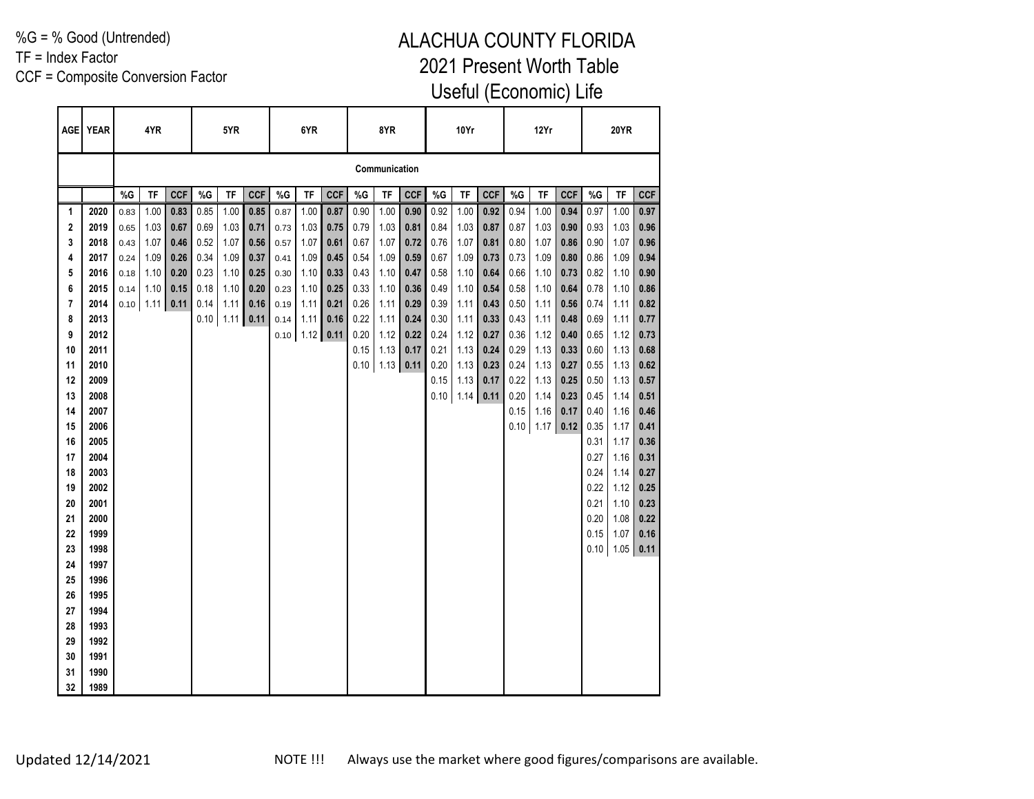%G = % Good (Untrended)
TF = Index Factor
CCF = Composite Conversion Factor

# ALACHUA COUNTY FLORIDA
## 2021 Present Worth Table
## Useful (Economic) Life

| AGE | YEAR | 4YR | | | 5YR | | | 6YR | | | 8YR | | | 10Yr | | | 12Yr | | | 20YR | | |
|---|---|---|---|---|---|---|---|---|---|---|---|---|---|---|---|---|---|---|---|---|---|---|
| | | Communication | | | | | | | | | | | | | | | | | | | | |
| | | %G | TF | CCF | %G | TF | CCF | %G | TF | CCF | %G | TF | CCF | %G | TF | CCF | %G | TF | CCF | %G | TF | CCF |
| 1 | 2020 | 0.83 | 1.00 | **0.83** | 0.85 | 1.00 | **0.85** | 0.87 | 1.00 | **0.87** | 0.90 | 1.00 | **0.90** | 0.92 | 1.00 | **0.92** | 0.94 | 1.00 | **0.94** | 0.97 | 1.00 | **0.97** |
| 2 | 2019 | 0.65 | 1.03 | **0.67** | 0.69 | 1.03 | **0.71** | 0.73 | 1.03 | **0.75** | 0.79 | 1.03 | **0.81** | 0.84 | 1.03 | **0.87** | 0.87 | 1.03 | **0.90** | 0.93 | 1.03 | **0.96** |
| 3 | 2018 | 0.43 | 1.07 | **0.46** | 0.52 | 1.07 | **0.56** | 0.57 | 1.07 | **0.61** | 0.67 | 1.07 | **0.72** | 0.76 | 1.07 | **0.81** | 0.80 | 1.07 | **0.86** | 0.90 | 1.07 | **0.96** |
| 4 | 2017 | 0.24 | 1.09 | **0.26** | 0.34 | 1.09 | **0.37** | 0.41 | 1.09 | **0.45** | 0.54 | 1.09 | **0.59** | 0.67 | 1.09 | **0.73** | 0.73 | 1.09 | **0.80** | 0.86 | 1.09 | **0.94** |
| 5 | 2016 | 0.18 | 1.10 | **0.20** | 0.23 | 1.10 | **0.25** | 0.30 | 1.10 | **0.33** | 0.43 | 1.10 | **0.47** | 0.58 | 1.10 | **0.64** | 0.66 | 1.10 | **0.73** | 0.82 | 1.10 | **0.90** |
| 6 | 2015 | 0.14 | 1.10 | **0.15** | 0.18 | 1.10 | **0.20** | 0.23 | 1.10 | **0.25** | 0.33 | 1.10 | **0.36** | 0.49 | 1.10 | **0.54** | 0.58 | 1.10 | **0.64** | 0.78 | 1.10 | **0.86** |
| 7 | 2014 | 0.10 | 1.11 | **0.11** | 0.14 | 1.11 | **0.16** | 0.19 | 1.11 | **0.21** | 0.26 | 1.11 | **0.29** | 0.39 | 1.11 | **0.43** | 0.50 | 1.11 | **0.56** | 0.74 | 1.11 | **0.82** |
| 8 | 2013 | | | | 0.10 | 1.11 | **0.11** | 0.14 | 1.11 | **0.16** | 0.22 | 1.11 | **0.24** | 0.30 | 1.11 | **0.33** | 0.43 | 1.11 | **0.48** | 0.69 | 1.11 | **0.77** |
| 9 | 2012 | | | | | | | 0.10 | 1.12 | **0.11** | 0.20 | 1.12 | **0.22** | 0.24 | 1.12 | **0.27** | 0.36 | 1.12 | **0.40** | 0.65 | 1.12 | **0.73** |
| 10 | 2011 | | | | | | | | | | 0.15 | 1.13 | **0.17** | 0.21 | 1.13 | **0.24** | 0.29 | 1.13 | **0.33** | 0.60 | 1.13 | **0.68** |
| 11 | 2010 | | | | | | | | | | 0.10 | 1.13 | **0.11** | 0.20 | 1.13 | **0.23** | 0.24 | 1.13 | **0.27** | 0.55 | 1.13 | **0.62** |
| 12 | 2009 | | | | | | | | | | | | | 0.15 | 1.13 | **0.17** | 0.22 | 1.13 | **0.25** | 0.50 | 1.13 | **0.57** |
| 13 | 2008 | | | | | | | | | | | | | 0.10 | 1.14 | **0.11** | 0.20 | 1.14 | **0.23** | 0.45 | 1.14 | **0.51** |
| 14 | 2007 | | | | | | | | | | | | | | | | 0.15 | 1.16 | **0.17** | 0.40 | 1.16 | **0.46** |
| 15 | 2006 | | | | | | | | | | | | | | | | 0.10 | 1.17 | **0.12** | 0.35 | 1.17 | **0.41** |
| 16 | 2005 | | | | | | | | | | | | | | | | | | | 0.31 | 1.17 | **0.36** |
| 17 | 2004 | | | | | | | | | | | | | | | | | | | 0.27 | 1.16 | **0.31** |
| 18 | 2003 | | | | | | | | | | | | | | | | | | | 0.24 | 1.14 | **0.27** |
| 19 | 2002 | | | | | | | | | | | | | | | | | | | 0.22 | 1.12 | **0.25** |
| 20 | 2001 | | | | | | | | | | | | | | | | | | | 0.21 | 1.10 | **0.23** |
| 21 | 2000 | | | | | | | | | | | | | | | | | | | 0.20 | 1.08 | **0.22** |
| 22 | 1999 | | | | | | | | | | | | | | | | | | | 0.15 | 1.07 | **0.16** |
| 23 | 1998 | | | | | | | | | | | | | | | | | | | 0.10 | 1.05 | **0.11** |
| 24 | 1997 | | | | | | | | | | | | | | | | | | | | | |
| 25 | 1996 | | | | | | | | | | | | | | | | | | | | | |
| 26 | 1995 | | | | | | | | | | | | | | | | | | | | | |
| 27 | 1994 | | | | | | | | | | | | | | | | | | | | | |
| 28 | 1993 | | | | | | | | | | | | | | | | | | | | | |
| 29 | 1992 | | | | | | | | | | | | | | | | | | | | | |
| 30 | 1991 | | | | | | | | | | | | | | | | | | | | | |
| 31 | 1990 | | | | | | | | | | | | | | | | | | | | | |
| 32 | 1989 | | | | | | | | | | | | | | | | | | | | | |

Updated 12/14/2021

NOTE !!! Always use the market where good figures/comparisons are available.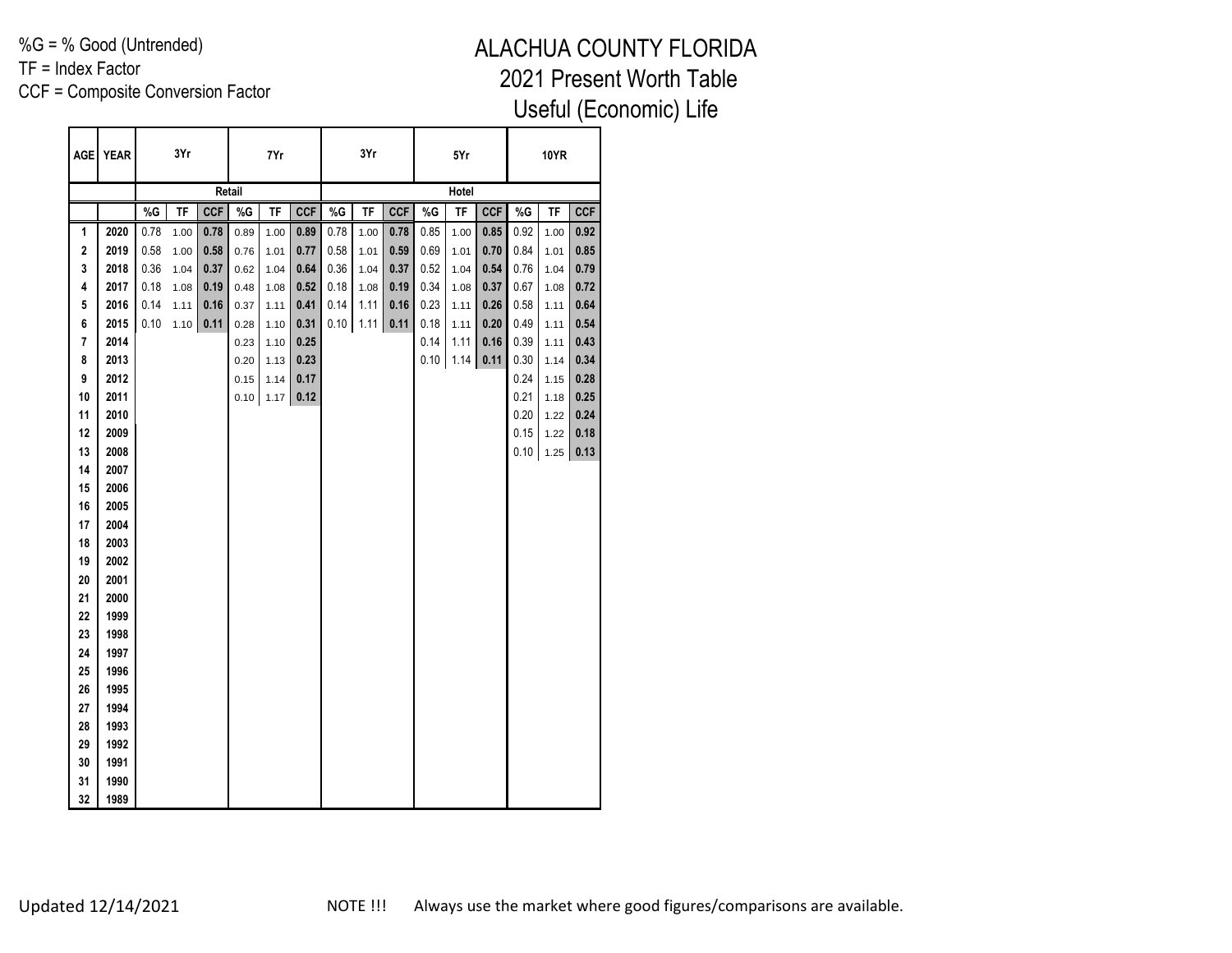%G = % Good (Untrended)
TF = Index Factor
CCF = Composite Conversion Factor

# ALACHUA COUNTY FLORIDA
## 2021 Present Worth Table
## Useful (Economic) Life

| AGE | YEAR | 3Yr | | | 7Yr | | | 3Yr | | | 5Yr | | | 10YR | | |
|---|---|---|---|---|---|---|---|---|---|---|---|---|---|---|---|---|
| | | Retail | | | | | | Hotel | | | | | | | | |
| | | %G | TF | CCF | %G | TF | CCF | %G | TF | CCF | %G | TF | CCF | %G | TF | CCF |
| 1 | 2020 | 0.78 | 1.00 | **0.78** | 0.89 | 1.00 | **0.89** | 0.78 | 1.00 | **0.78** | 0.85 | 1.00 | **0.85** | 0.92 | 1.00 | **0.92** |
| 2 | 2019 | 0.58 | 1.00 | **0.58** | 0.76 | 1.01 | **0.77** | 0.58 | 1.01 | **0.59** | 0.69 | 1.01 | **0.70** | 0.84 | 1.01 | **0.85** |
| 3 | 2018 | 0.36 | 1.04 | **0.37** | 0.62 | 1.04 | **0.64** | 0.36 | 1.04 | **0.37** | 0.52 | 1.04 | **0.54** | 0.76 | 1.04 | **0.79** |
| 4 | 2017 | 0.18 | 1.08 | **0.19** | 0.48 | 1.08 | **0.52** | 0.18 | 1.08 | **0.19** | 0.34 | 1.08 | **0.37** | 0.67 | 1.08 | **0.72** |
| 5 | 2016 | 0.14 | 1.11 | **0.16** | 0.37 | 1.11 | **0.41** | 0.14 | 1.11 | **0.16** | 0.23 | 1.11 | **0.26** | 0.58 | 1.11 | **0.64** |
| 6 | 2015 | 0.10 | 1.10 | **0.11** | 0.28 | 1.10 | **0.31** | 0.10 | 1.11 | **0.11** | 0.18 | 1.11 | **0.20** | 0.49 | 1.11 | **0.54** |
| 7 | 2014 | | | | 0.23 | 1.10 | **0.25** | | | | 0.14 | 1.11 | **0.16** | 0.39 | 1.11 | **0.43** |
| 8 | 2013 | | | | 0.20 | 1.13 | **0.23** | | | | 0.10 | 1.14 | **0.11** | 0.30 | 1.14 | **0.34** |
| 9 | 2012 | | | | 0.15 | 1.14 | **0.17** | | | | | | | 0.24 | 1.15 | **0.28** |
| 10 | 2011 | | | | 0.10 | 1.17 | **0.12** | | | | | | | 0.21 | 1.18 | **0.25** |
| 11 | 2010 | | | | | | | | | | | | | 0.20 | 1.22 | **0.24** |
| 12 | 2009 | | | | | | | | | | | | | 0.15 | 1.22 | **0.18** |
| 13 | 2008 | | | | | | | | | | | | | 0.10 | 1.25 | **0.13** |
| 14 | 2007 | | | | | | | | | | | | | | | |
| 15 | 2006 | | | | | | | | | | | | | | | |
| 16 | 2005 | | | | | | | | | | | | | | | |
| 17 | 2004 | | | | | | | | | | | | | | | |
| 18 | 2003 | | | | | | | | | | | | | | | |
| 19 | 2002 | | | | | | | | | | | | | | | |
| 20 | 2001 | | | | | | | | | | | | | | | |
| 21 | 2000 | | | | | | | | | | | | | | | |
| 22 | 1999 | | | | | | | | | | | | | | | |
| 23 | 1998 | | | | | | | | | | | | | | | |
| 24 | 1997 | | | | | | | | | | | | | | | |
| 25 | 1996 | | | | | | | | | | | | | | | |
| 26 | 1995 | | | | | | | | | | | | | | | |
| 27 | 1994 | | | | | | | | | | | | | | | |
| 28 | 1993 | | | | | | | | | | | | | | | |
| 29 | 1992 | | | | | | | | | | | | | | | |
| 30 | 1991 | | | | | | | | | | | | | | | |
| 31 | 1990 | | | | | | | | | | | | | | | |
| 32 | 1989 | | | | | | | | | | | | | | | |

Updated 12/14/2021

NOTE !!! Always use the market where good figures/comparisons are available.